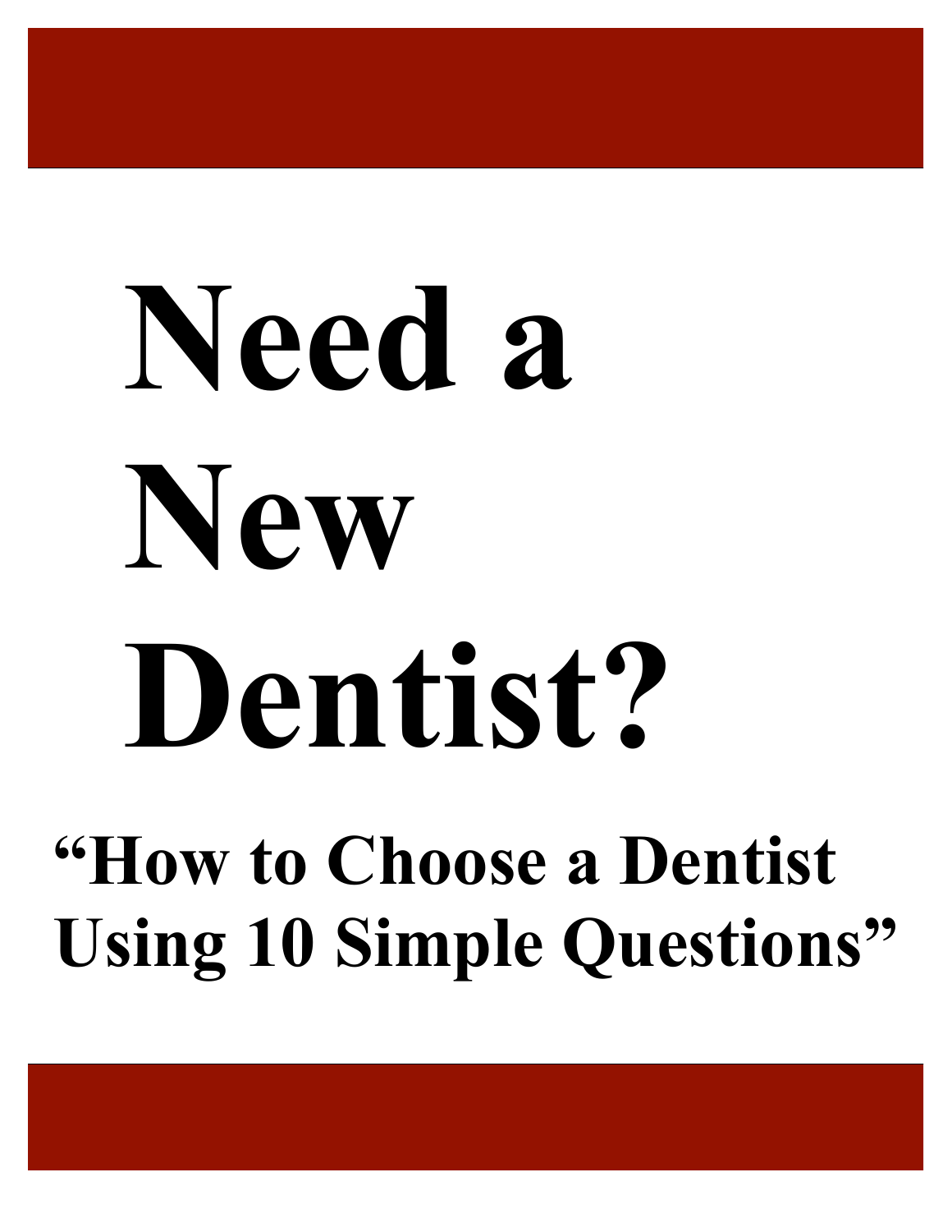# Need a New Dentist?

## "How to Choose a Dentist Using 10 Simple Questions"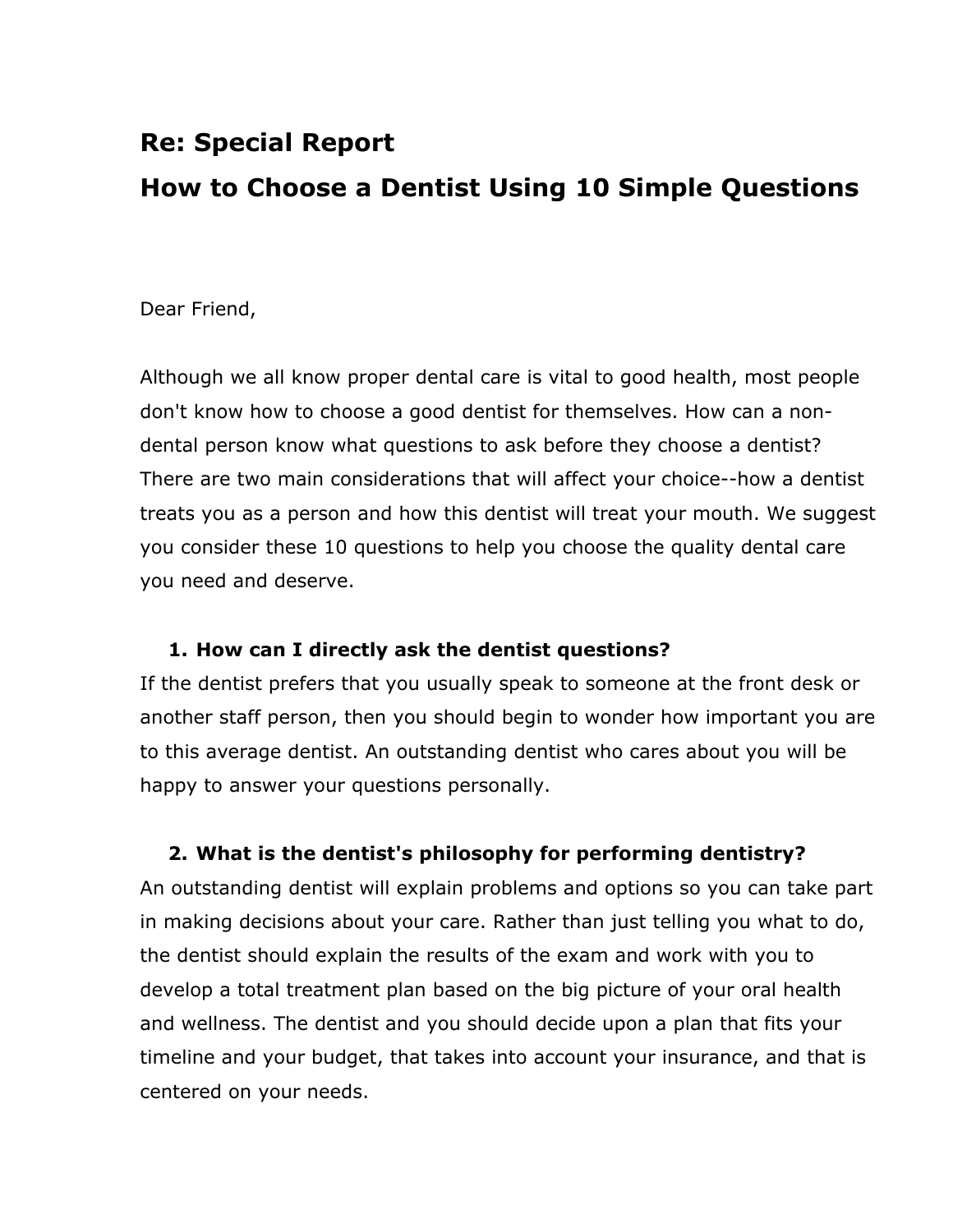## Re: Special Report

## How to Choose a Dentist Using 10 Simple Questions

Dear Friend,

Although we all know proper dental care is vital to good health, most people don't know how to choose a good dentist for themselves. How can a non-dental person know what questions to ask before they choose a dentist? There are two main considerations that will affect your choice--how a dentist treats you as a person and how this dentist will treat your mouth. We suggest you consider these 10 questions to help you choose the quality dental care you need and deserve.

1. **How can I directly ask the dentist questions?**

If the dentist prefers that you usually speak to someone at the front desk or another staff person, then you should begin to wonder how important you are to this average dentist. An outstanding dentist who cares about you will be happy to answer your questions personally.

2. **What is the dentist's philosophy for performing dentistry?**

An outstanding dentist will explain problems and options so you can take part in making decisions about your care. Rather than just telling you what to do, the dentist should explain the results of the exam and work with you to develop a total treatment plan based on the big picture of your oral health and wellness. The dentist and you should decide upon a plan that fits your timeline and your budget, that takes into account your insurance, and that is centered on your needs.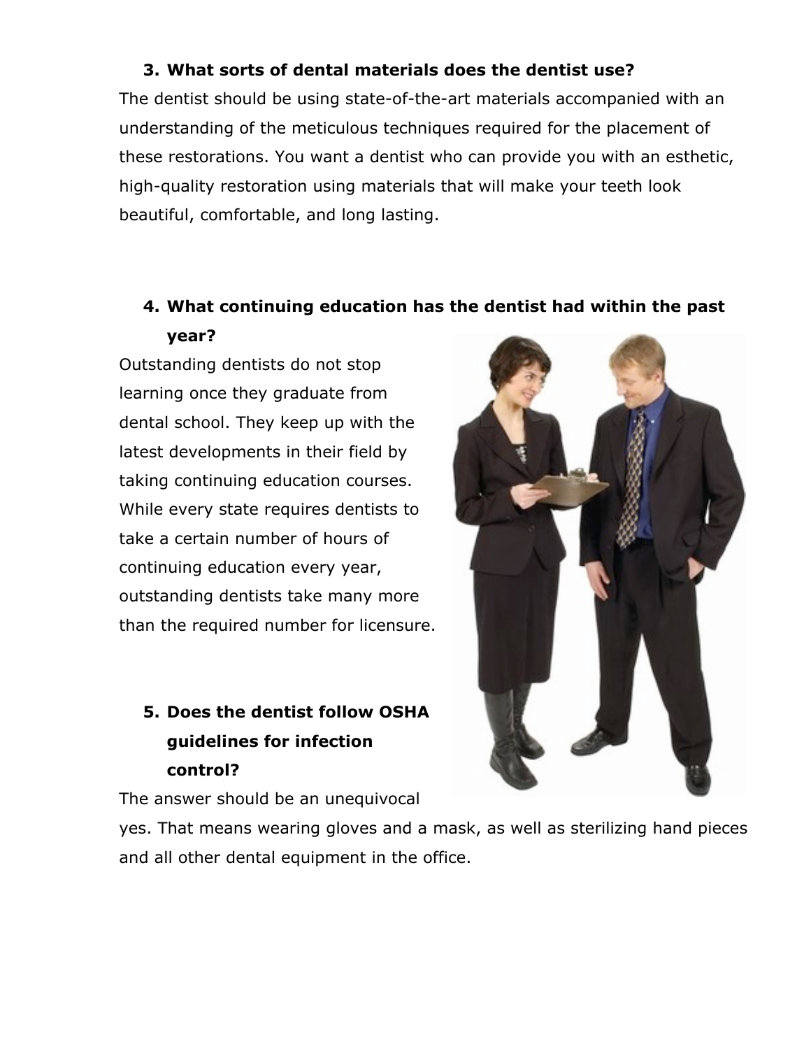3. **What sorts of dental materials does the dentist use?**

The dentist should be using state-of-the-art materials accompanied with an understanding of the meticulous techniques required for the placement of these restorations. You want a dentist who can provide you with an esthetic, high-quality restoration using materials that will make your teeth look beautiful, comfortable, and long lasting.

4. **What continuing education has the dentist had within the past year?**

Outstanding dentists do not stop learning once they graduate from dental school. They keep up with the latest developments in their field by taking continuing education courses. While every state requires dentists to take a certain number of hours of continuing education every year, outstanding dentists take many more than the required number for licensure.

5. **Does the dentist follow OSHA guidelines for infection control?**

The answer should be an unequivocal yes. That means wearing gloves and a mask, as well as sterilizing hand pieces and all other dental equipment in the office.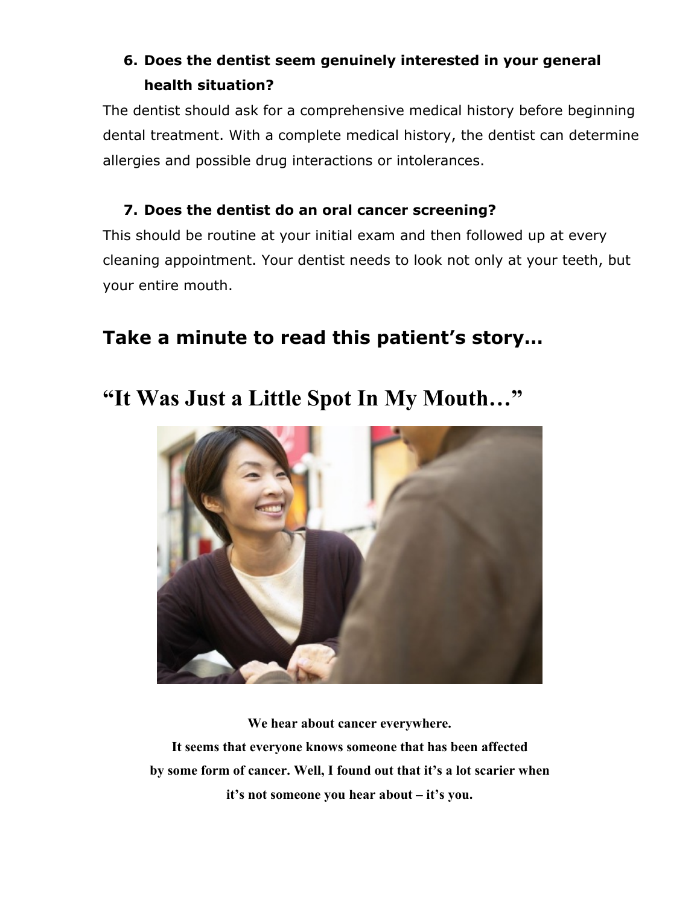6. **Does the dentist seem genuinely interested in your general health situation?**

The dentist should ask for a comprehensive medical history before beginning dental treatment. With a complete medical history, the dentist can determine allergies and possible drug interactions or intolerances.

7. **Does the dentist do an oral cancer screening?**

This should be routine at your initial exam and then followed up at every cleaning appointment. Your dentist needs to look not only at your teeth, but your entire mouth.

## Take a minute to read this patient's story…

# "It Was Just a Little Spot In My Mouth…"

**We hear about cancer everywhere.**
**It seems that everyone knows someone that has been affected by some form of cancer. Well, I found out that it's a lot scarier when it's not someone you hear about – it's you.**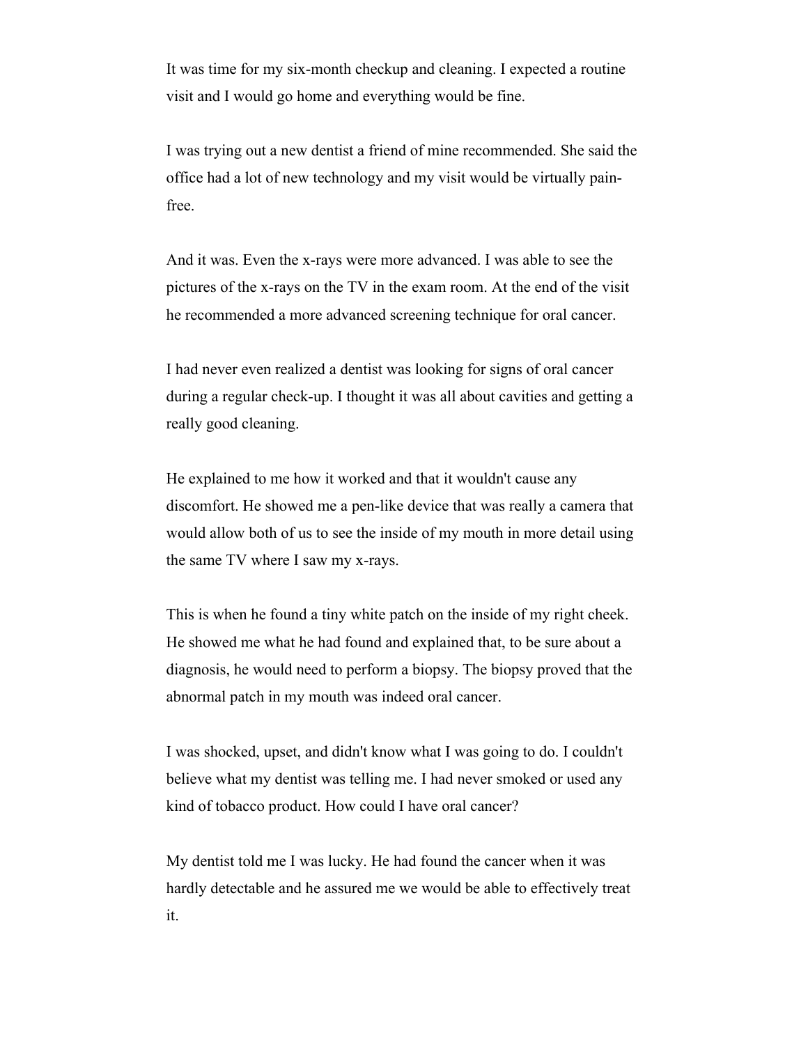It was time for my six-month checkup and cleaning. I expected a routine visit and I would go home and everything would be fine.

I was trying out a new dentist a friend of mine recommended. She said the office had a lot of new technology and my visit would be virtually pain-free.

And it was. Even the x-rays were more advanced. I was able to see the pictures of the x-rays on the TV in the exam room. At the end of the visit he recommended a more advanced screening technique for oral cancer.

I had never even realized a dentist was looking for signs of oral cancer during a regular check-up. I thought it was all about cavities and getting a really good cleaning.

He explained to me how it worked and that it wouldn't cause any discomfort. He showed me a pen-like device that was really a camera that would allow both of us to see the inside of my mouth in more detail using the same TV where I saw my x-rays.

This is when he found a tiny white patch on the inside of my right cheek. He showed me what he had found and explained that, to be sure about a diagnosis, he would need to perform a biopsy. The biopsy proved that the abnormal patch in my mouth was indeed oral cancer.

I was shocked, upset, and didn't know what I was going to do. I couldn't believe what my dentist was telling me. I had never smoked or used any kind of tobacco product. How could I have oral cancer?

My dentist told me I was lucky. He had found the cancer when it was hardly detectable and he assured me we would be able to effectively treat it.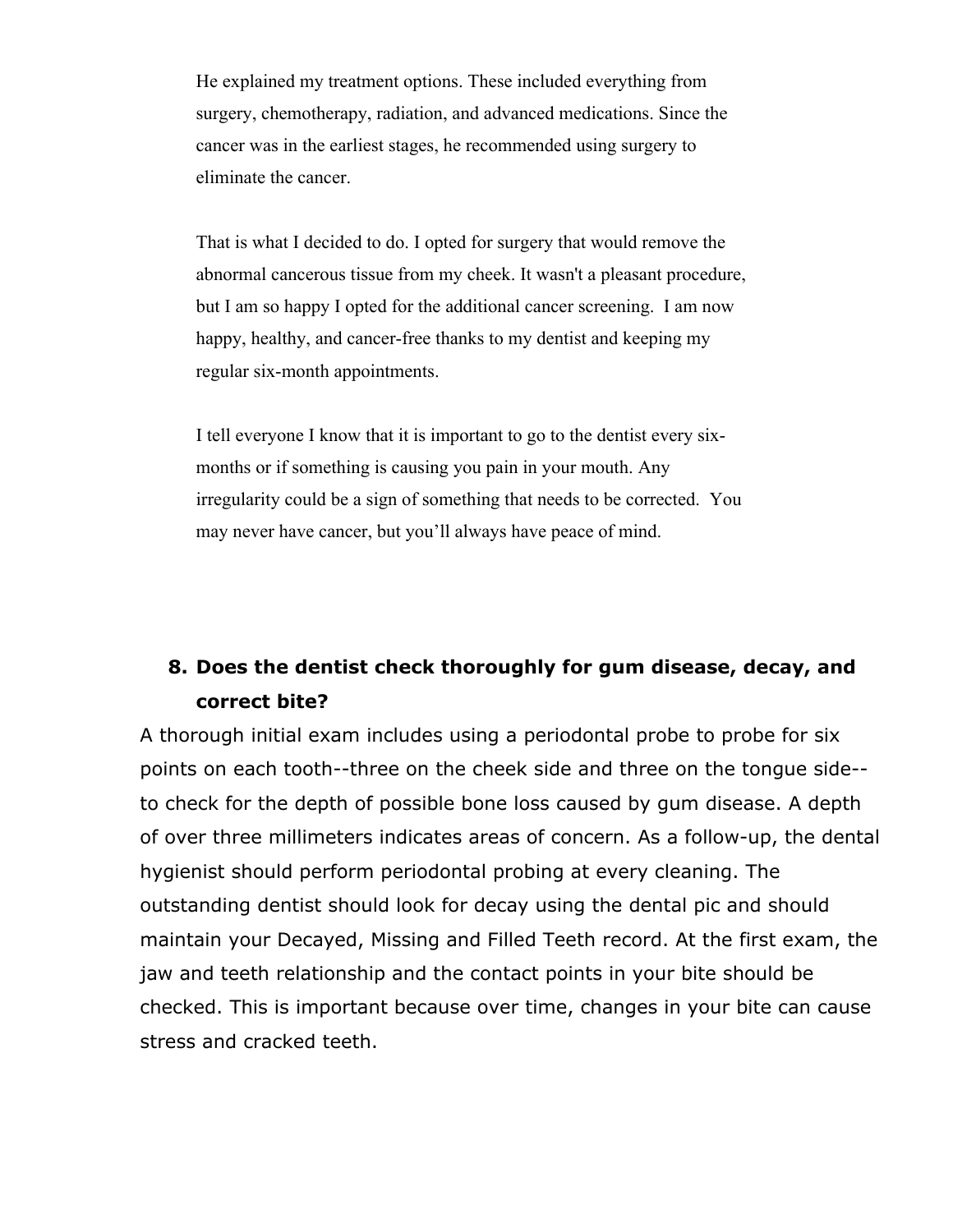He explained my treatment options. These included everything from surgery, chemotherapy, radiation, and advanced medications. Since the cancer was in the earliest stages, he recommended using surgery to eliminate the cancer.

That is what I decided to do. I opted for surgery that would remove the abnormal cancerous tissue from my cheek. It wasn't a pleasant procedure, but I am so happy I opted for the additional cancer screening. I am now happy, healthy, and cancer-free thanks to my dentist and keeping my regular six-month appointments.

I tell everyone I know that it is important to go to the dentist every six-months or if something is causing you pain in your mouth. Any irregularity could be a sign of something that needs to be corrected. You may never have cancer, but you'll always have peace of mind.

## 8. Does the dentist check thoroughly for gum disease, decay, and correct bite?

A thorough initial exam includes using a periodontal probe to probe for six points on each tooth--three on the cheek side and three on the tongue side--to check for the depth of possible bone loss caused by gum disease. A depth of over three millimeters indicates areas of concern. As a follow-up, the dental hygienist should perform periodontal probing at every cleaning. The outstanding dentist should look for decay using the dental pic and should maintain your Decayed, Missing and Filled Teeth record. At the first exam, the jaw and teeth relationship and the contact points in your bite should be checked. This is important because over time, changes in your bite can cause stress and cracked teeth.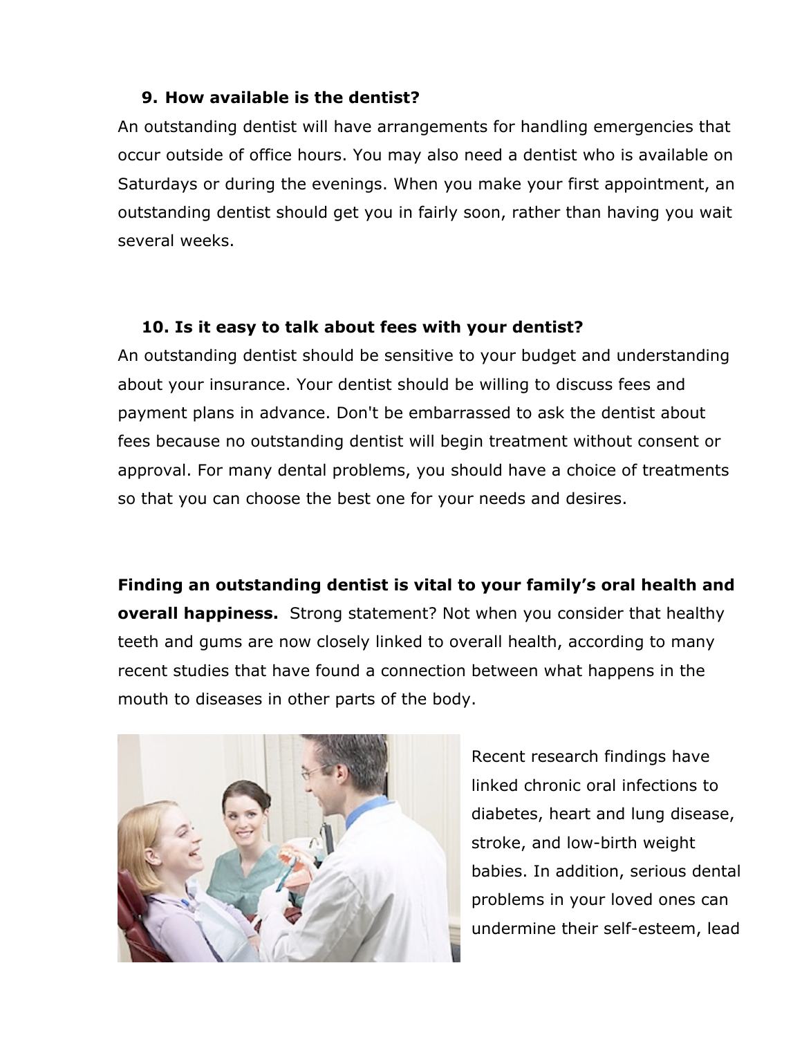**9. How available is the dentist?**

An outstanding dentist will have arrangements for handling emergencies that occur outside of office hours. You may also need a dentist who is available on Saturdays or during the evenings. When you make your first appointment, an outstanding dentist should get you in fairly soon, rather than having you wait several weeks.

**10. Is it easy to talk about fees with your dentist?**

An outstanding dentist should be sensitive to your budget and understanding about your insurance. Your dentist should be willing to discuss fees and payment plans in advance. Don't be embarrassed to ask the dentist about fees because no outstanding dentist will begin treatment without consent or approval. For many dental problems, you should have a choice of treatments so that you can choose the best one for your needs and desires.

**Finding an outstanding dentist is vital to your family's oral health and overall happiness.** Strong statement? Not when you consider that healthy teeth and gums are now closely linked to overall health, according to many recent studies that have found a connection between what happens in the mouth to diseases in other parts of the body.

Recent research findings have linked chronic oral infections to diabetes, heart and lung disease, stroke, and low-birth weight babies. In addition, serious dental problems in your loved ones can undermine their self-esteem, lead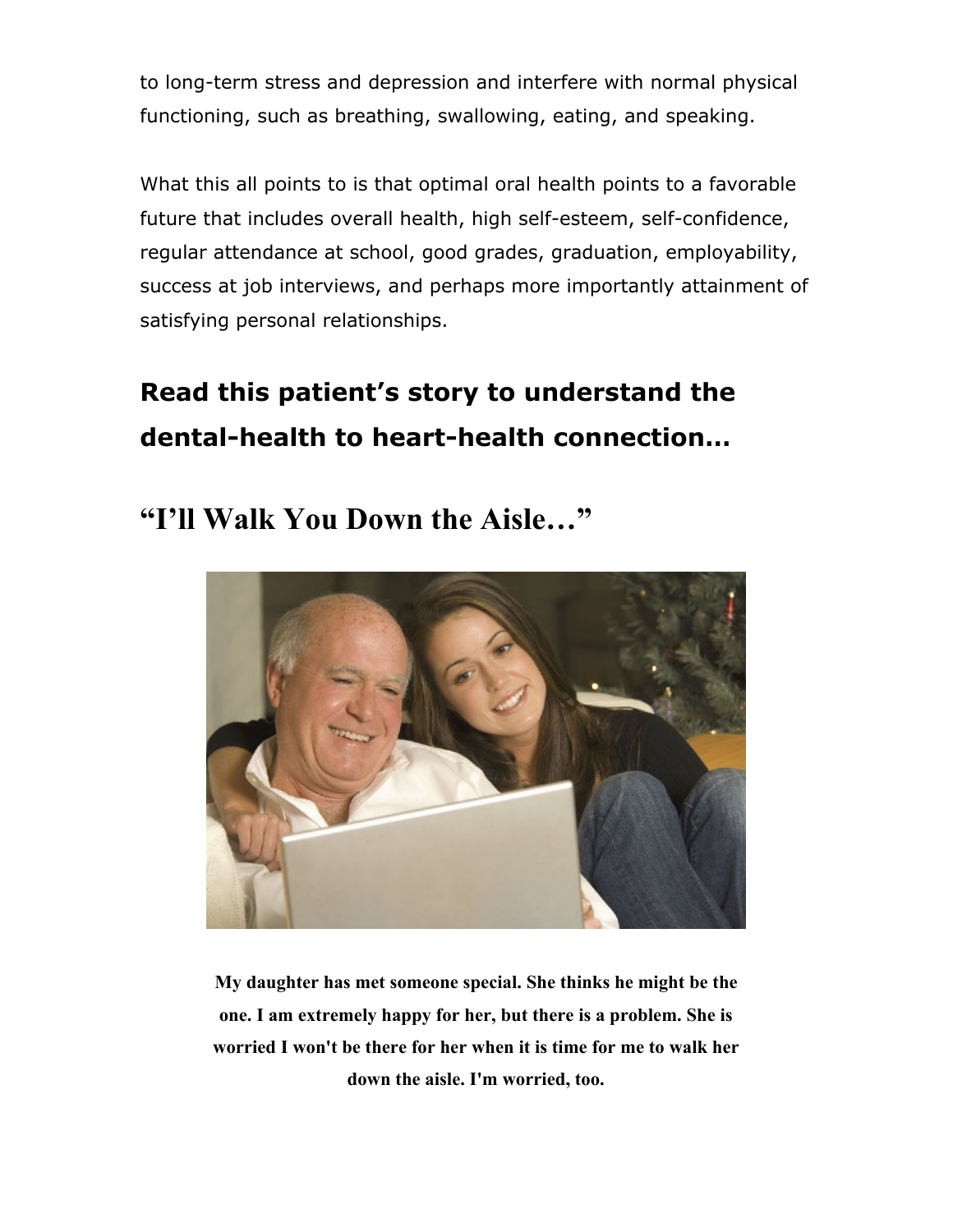to long-term stress and depression and interfere with normal physical functioning, such as breathing, swallowing, eating, and speaking.

What this all points to is that optimal oral health points to a favorable future that includes overall health, high self-esteem, self-confidence, regular attendance at school, good grades, graduation, employability, success at job interviews, and perhaps more importantly attainment of satisfying personal relationships.

## Read this patient's story to understand the dental-health to heart-health connection…

# "I'll Walk You Down the Aisle…"

**My daughter has met someone special. She thinks he might be the one. I am extremely happy for her, but there is a problem. She is worried I won't be there for her when it is time for me to walk her down the aisle. I'm worried, too.**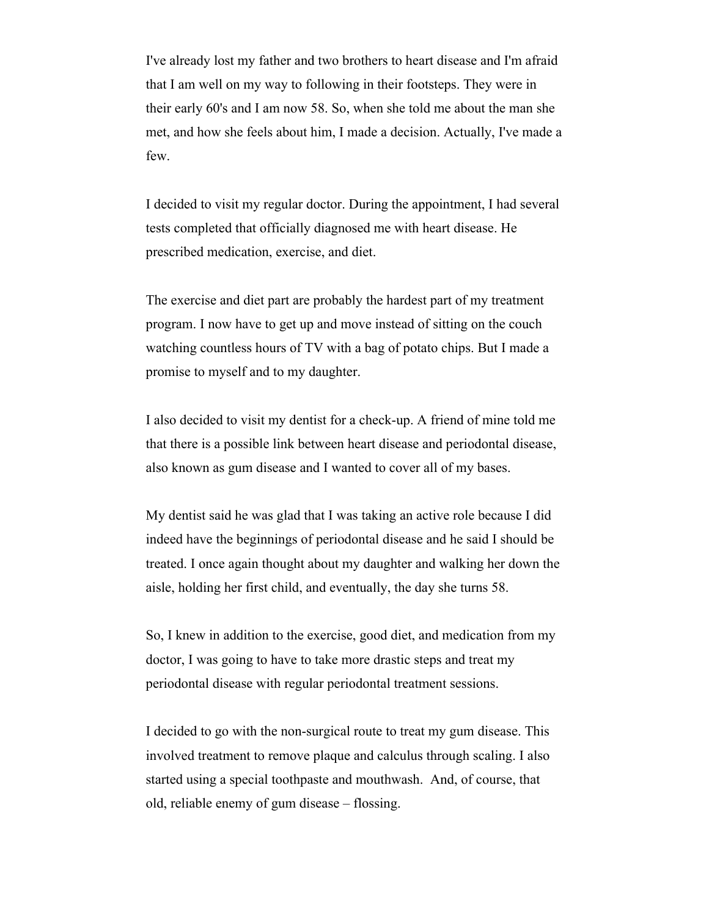I've already lost my father and two brothers to heart disease and I'm afraid that I am well on my way to following in their footsteps. They were in their early 60's and I am now 58. So, when she told me about the man she met, and how she feels about him, I made a decision. Actually, I've made a few.

I decided to visit my regular doctor. During the appointment, I had several tests completed that officially diagnosed me with heart disease. He prescribed medication, exercise, and diet.

The exercise and diet part are probably the hardest part of my treatment program. I now have to get up and move instead of sitting on the couch watching countless hours of TV with a bag of potato chips. But I made a promise to myself and to my daughter.

I also decided to visit my dentist for a check-up. A friend of mine told me that there is a possible link between heart disease and periodontal disease, also known as gum disease and I wanted to cover all of my bases.

My dentist said he was glad that I was taking an active role because I did indeed have the beginnings of periodontal disease and he said I should be treated. I once again thought about my daughter and walking her down the aisle, holding her first child, and eventually, the day she turns 58.

So, I knew in addition to the exercise, good diet, and medication from my doctor, I was going to have to take more drastic steps and treat my periodontal disease with regular periodontal treatment sessions.

I decided to go with the non-surgical route to treat my gum disease. This involved treatment to remove plaque and calculus through scaling. I also started using a special toothpaste and mouthwash. And, of course, that old, reliable enemy of gum disease – flossing.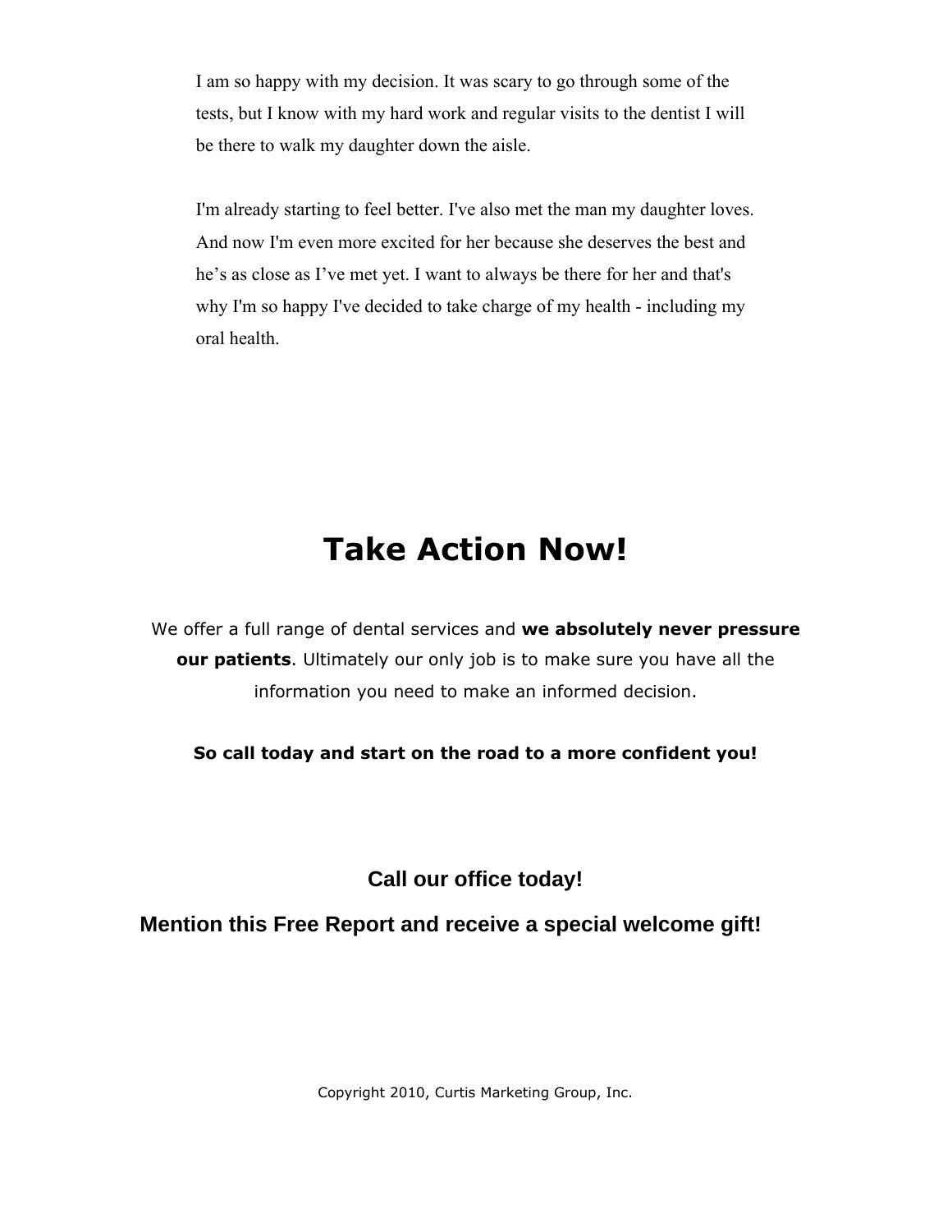I am so happy with my decision. It was scary to go through some of the tests, but I know with my hard work and regular visits to the dentist I will be there to walk my daughter down the aisle.

I'm already starting to feel better. I've also met the man my daughter loves. And now I'm even more excited for her because she deserves the best and he’s as close as I’ve met yet. I want to always be there for her and that's why I'm so happy I've decided to take charge of my health - including my oral health.

# Take Action Now!

We offer a full range of dental services and **we absolutely never pressure our patients**. Ultimately our only job is to make sure you have all the information you need to make an informed decision.

**So call today and start on the road to a more confident you!**

**Call our office today!**

**Mention this Free Report and receive a special welcome gift!**

Copyright 2010, Curtis Marketing Group, Inc.